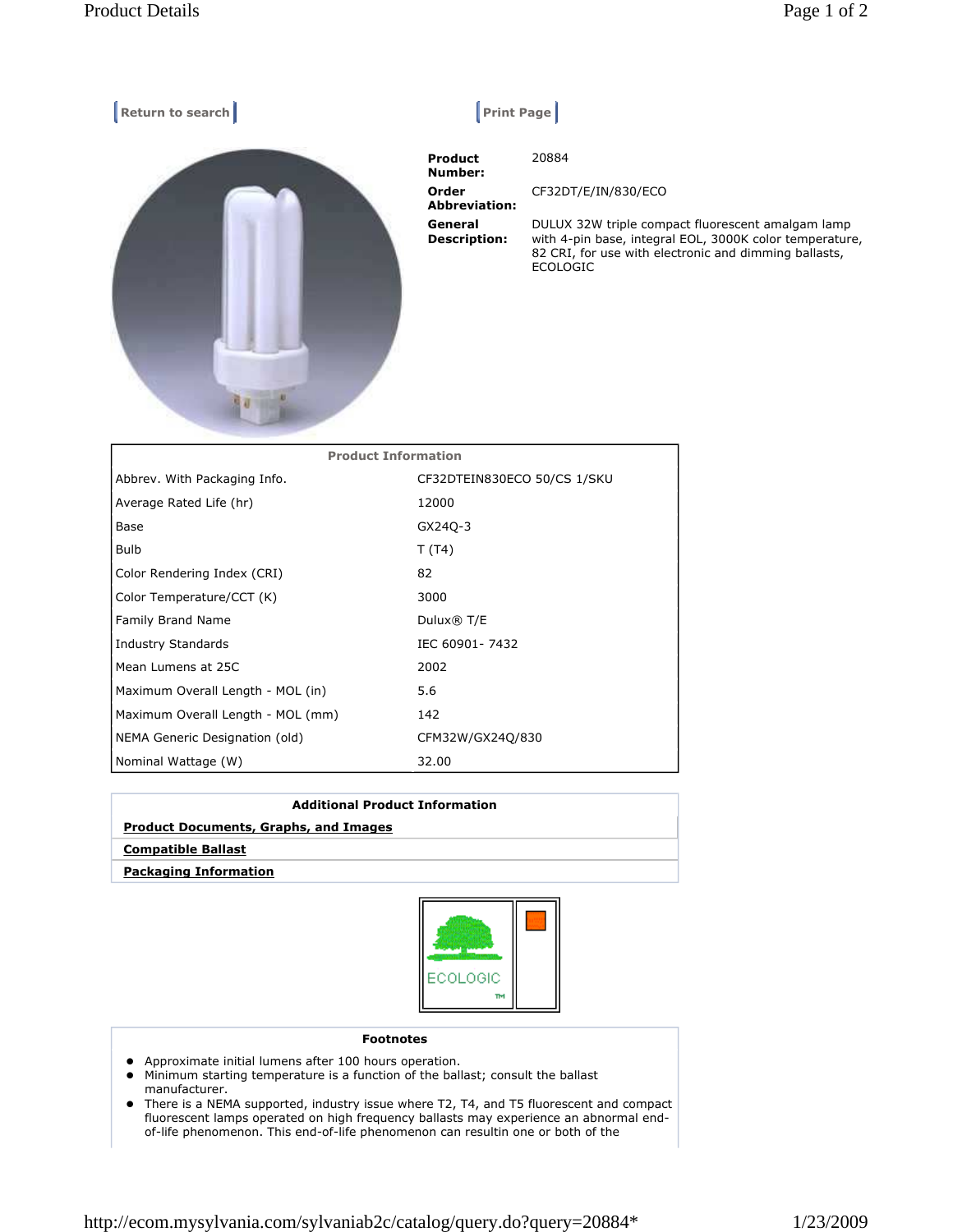Return to search | Print Page

**Product Number:** 20884

**Order Abbreviation:** CF32DT/E/IN/830/ECO

**General Description:** DULUX 32W triple compact fluorescent amalgam lamp with 4-pin base, integral EOL, 3000K color temperature, 82 CRI, for use with electronic and dimming ballasts, ECOLOGIC

| Product Information | |
|---|---|
| Abbrev. With Packaging Info. | CF32DTEIN830ECO 50/CS 1/SKU |
| Average Rated Life (hr) | 12000 |
| Base | GX24Q-3 |
| Bulb | T (T4) |
| Color Rendering Index (CRI) | 82 |
| Color Temperature/CCT (K) | 3000 |
| Family Brand Name | Dulux® T/E |
| Industry Standards | IEC 60901- 7432 |
| Mean Lumens at 25C | 2002 |
| Maximum Overall Length - MOL (in) | 5.6 |
| Maximum Overall Length - MOL (mm) | 142 |
| NEMA Generic Designation (old) | CFM32W/GX24Q/830 |
| Nominal Wattage (W) | 32.00 |

**Additional Product Information**

**Product Documents, Graphs, and Images**

**Compatible Ballast**

**Packaging Information**

ECOLOGIC ™

**Footnotes**

- Approximate initial lumens after 100 hours operation.
- Minimum starting temperature is a function of the ballast; consult the ballast manufacturer.
- There is a NEMA supported, industry issue where T2, T4, and T5 fluorescent and compact fluorescent lamps operated on high frequency ballasts may experience an abnormal end-of-life phenomenon. This end-of-life phenomenon can resultin one or both of the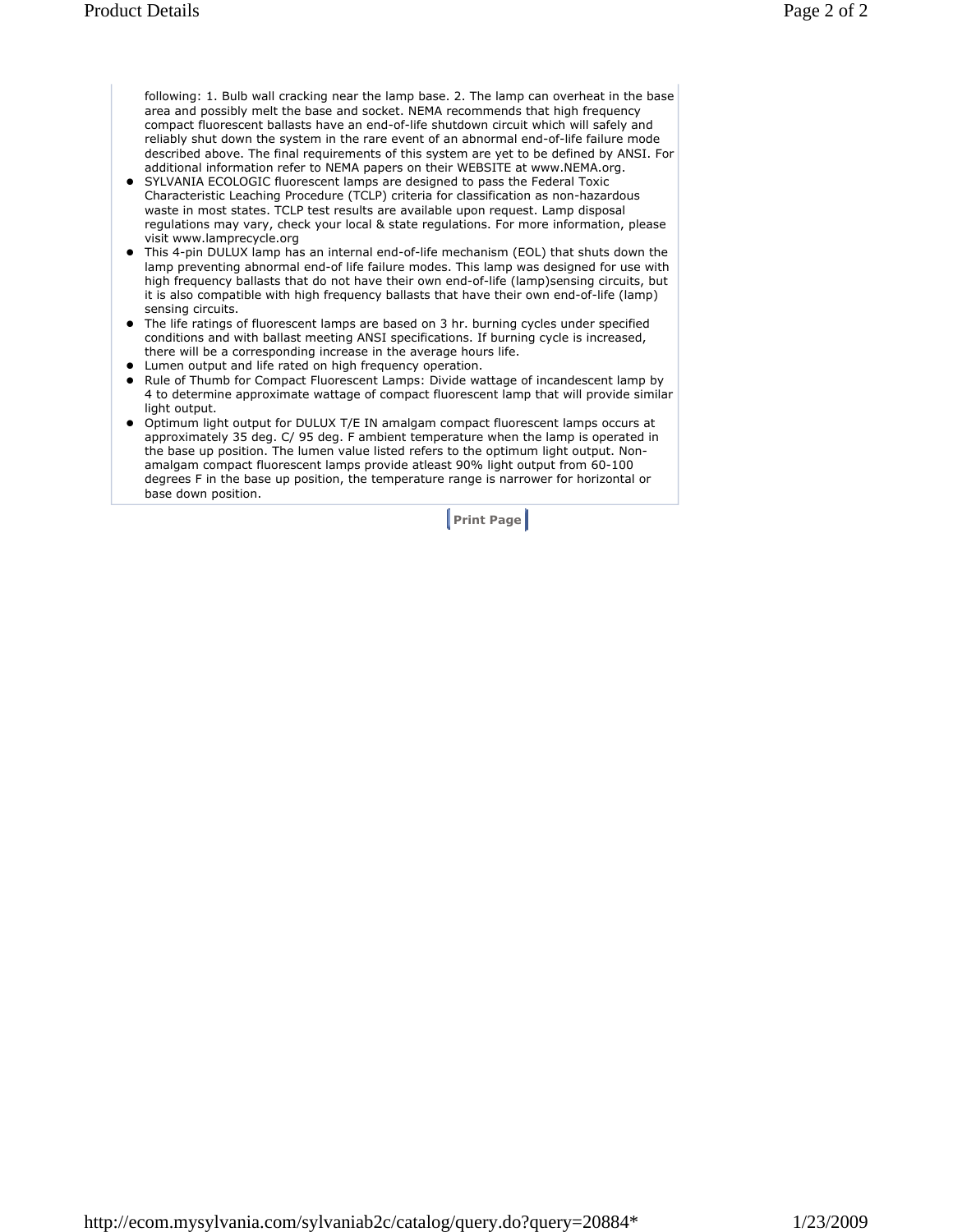following: 1. Bulb wall cracking near the lamp base. 2. The lamp can overheat in the base area and possibly melt the base and socket. NEMA recommends that high frequency compact fluorescent ballasts have an end-of-life shutdown circuit which will safely and reliably shut down the system in the rare event of an abnormal end-of-life failure mode described above. The final requirements of this system are yet to be defined by ANSI. For additional information refer to NEMA papers on their WEBSITE at www.NEMA.org.

- SYLVANIA ECOLOGIC fluorescent lamps are designed to pass the Federal Toxic Characteristic Leaching Procedure (TCLP) criteria for classification as non-hazardous waste in most states. TCLP test results are available upon request. Lamp disposal regulations may vary, check your local & state regulations. For more information, please visit www.lamprecycle.org
- This 4-pin DULUX lamp has an internal end-of-life mechanism (EOL) that shuts down the lamp preventing abnormal end-of life failure modes. This lamp was designed for use with high frequency ballasts that do not have their own end-of-life (lamp)sensing circuits, but it is also compatible with high frequency ballasts that have their own end-of-life (lamp) sensing circuits.
- The life ratings of fluorescent lamps are based on 3 hr. burning cycles under specified conditions and with ballast meeting ANSI specifications. If burning cycle is increased, there will be a corresponding increase in the average hours life.
- Lumen output and life rated on high frequency operation.
- Rule of Thumb for Compact Fluorescent Lamps: Divide wattage of incandescent lamp by 4 to determine approximate wattage of compact fluorescent lamp that will provide similar light output.
- Optimum light output for DULUX T/E IN amalgam compact fluorescent lamps occurs at approximately 35 deg. C/ 95 deg. F ambient temperature when the lamp is operated in the base up position. The lumen value listed refers to the optimum light output. Non-amalgam compact fluorescent lamps provide atleast 90% light output from 60-100 degrees F in the base up position, the temperature range is narrower for horizontal or base down position.

Print Page